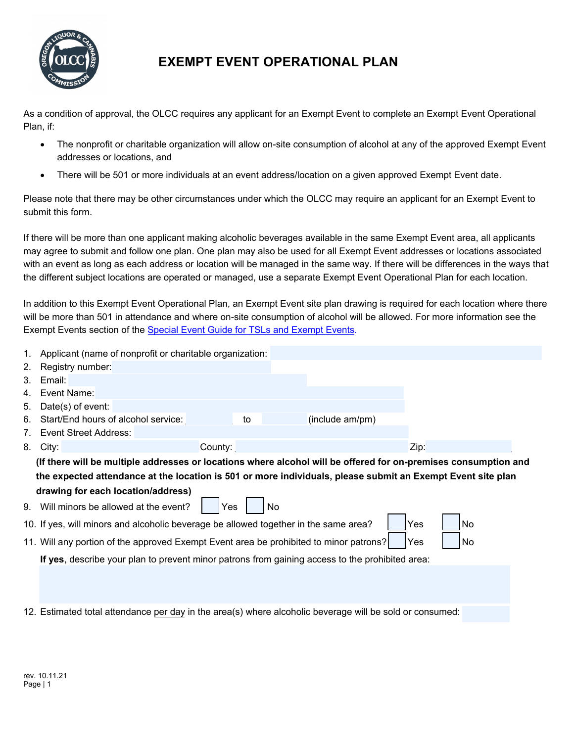# EXEMPT EVENT OPERATIONAL PLAN

As a condition of approval, the OLCC requires any applicant for an Exempt Event to complete an Exempt Event Operational Plan, if:

- The nonprofit or charitable organization will allow on-site consumption of alcohol at any of the approved Exempt Event addresses or locations, and
- There will be 501 or more individuals at an event address/location on a given approved Exempt Event date.

Please note that there may be other circumstances under which the OLCC may require an applicant for an Exempt Event to submit this form.

If there will be more than one applicant making alcoholic beverages available in the same Exempt Event area, all applicants may agree to submit and follow one plan. One plan may also be used for all Exempt Event addresses or locations associated with an event as long as each address or location will be managed in the same way. If there will be differences in the ways that the different subject locations are operated or managed, use a separate Exempt Event Operational Plan for each location.

In addition to this Exempt Event Operational Plan, an Exempt Event site plan drawing is required for each location where there will be more than 501 in attendance and where on-site consumption of alcohol will be allowed. For more information see the Exempt Events section of the Special Event Guide for TSLs and Exempt Events.

1. Applicant (name of nonprofit or charitable organization:
2. Registry number:
3. Email:
4. Event Name:
5. Date(s) of event:
6. Start/End hours of alcohol service: ____ to ____ (include am/pm)
7. Event Street Address:
8. City: ____ County: ____ Zip:

   **(If there will be multiple addresses or locations where alcohol will be offered for on-premises consumption and the expected attendance at the location is 501 or more individuals, please submit an Exempt Event site plan drawing for each location/address)**

9. Will minors be allowed at the event? ☐ Yes ☐ No
10. If yes, will minors and alcoholic beverage be allowed together in the same area? ☐ Yes ☐ No
11. Will any portion of the approved Exempt Event area be prohibited to minor patrons? ☐ Yes ☐ No

    **If yes**, describe your plan to prevent minor patrons from gaining access to the prohibited area:

12. Estimated total attendance per day in the area(s) where alcoholic beverage will be sold or consumed:

rev. 10.11.21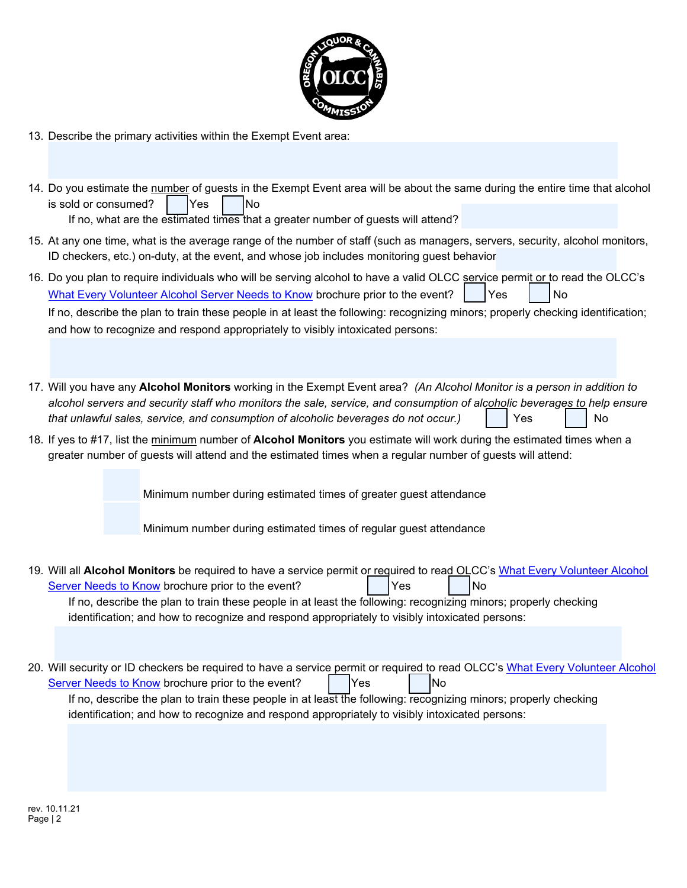13. Describe the primary activities within the Exempt Event area:

14. Do you estimate the <u>number</u> of guests in the Exempt Event area will be about the same during the entire time that alcohol is sold or consumed? ☐ Yes ☐ No

    If no, what are the estimated times that a greater number of guests will attend?

15. At any one time, what is the average range of the number of staff (such as managers, servers, security, alcohol monitors, ID checkers, etc.) on-duty, at the event, and whose job includes monitoring guest behavior

16. Do you plan to require individuals who will be serving alcohol to have a valid OLCC service permit or to read the OLCC's [What Every Volunteer Alcohol Server Needs to Know](#) brochure prior to the event? ☐ Yes ☐ No

    If no, describe the plan to train these people in at least the following: recognizing minors; properly checking identification; and how to recognize and respond appropriately to visibly intoxicated persons:

17. Will you have any **Alcohol Monitors** working in the Exempt Event area? *(An Alcohol Monitor is a person in addition to alcohol servers and security staff who monitors the sale, service, and consumption of alcoholic beverages to help ensure that unlawful sales, service, and consumption of alcoholic beverages do not occur.)* ☐ Yes ☐ No

18. If yes to #17, list the <u>minimum</u> number of **Alcohol Monitors** you estimate will work during the estimated times when a greater number of guests will attend and the estimated times when a regular number of guests will attend:

    ☐ Minimum number during estimated times of greater guest attendance

    ☐ Minimum number during estimated times of regular guest attendance

19. Will all **Alcohol Monitors** be required to have a service permit or required to read OLCC's [What Every Volunteer Alcohol Server Needs to Know](#) brochure prior to the event? ☐ Yes ☐ No

    If no, describe the plan to train these people in at least the following: recognizing minors; properly checking identification; and how to recognize and respond appropriately to visibly intoxicated persons:

20. Will security or ID checkers be required to have a service permit or required to read OLCC's [What Every Volunteer Alcohol Server Needs to Know](#) brochure prior to the event? ☐ Yes ☐ No

    If no, describe the plan to train these people in at least the following: recognizing minors; properly checking identification; and how to recognize and respond appropriately to visibly intoxicated persons:

rev. 10.11.21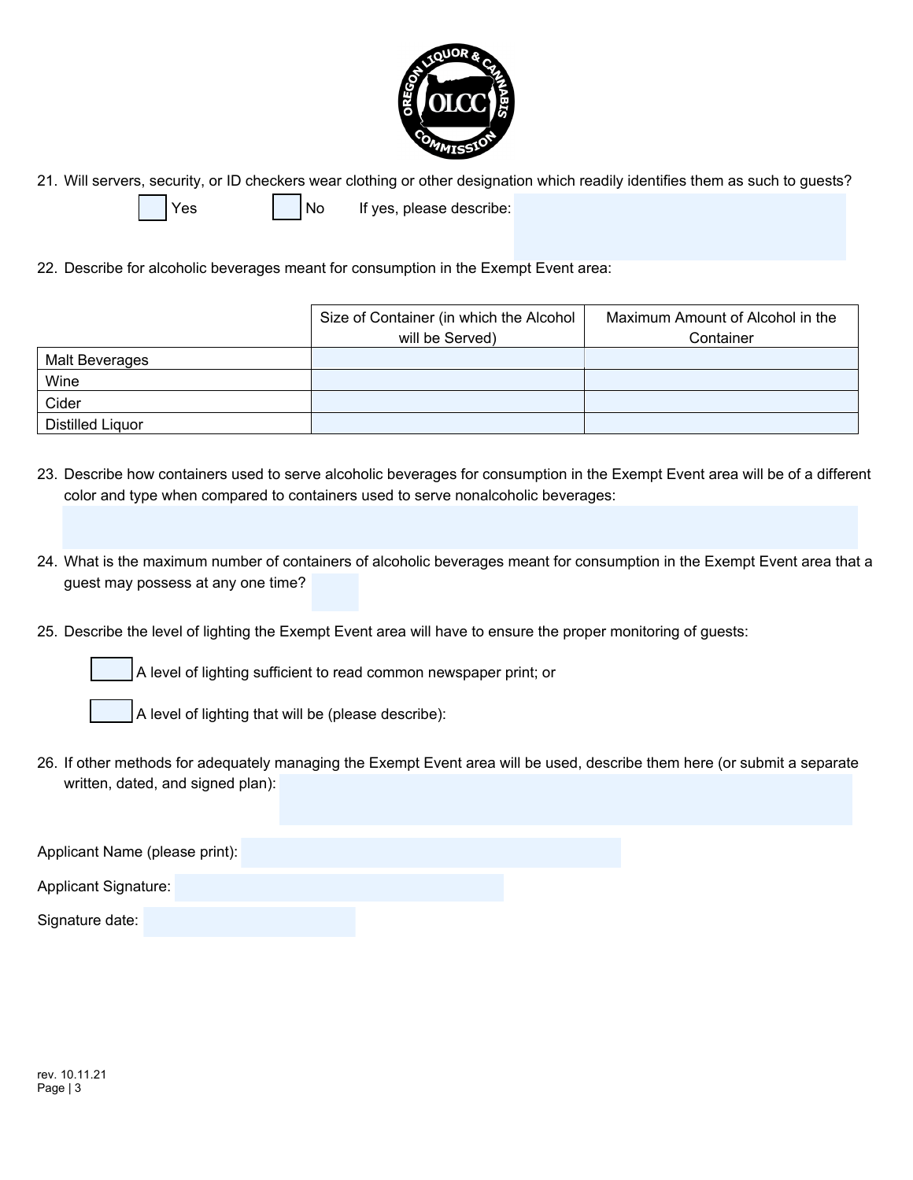21. Will servers, security, or ID checkers wear clothing or other designation which readily identifies them as such to guests?

☐ Yes ☐ No If yes, please describe:

22. Describe for alcoholic beverages meant for consumption in the Exempt Event area:

| | Size of Container (in which the Alcohol will be Served) | Maximum Amount of Alcohol in the Container |
|---|---|---|
| Malt Beverages | | |
| Wine | | |
| Cider | | |
| Distilled Liquor | | |

23. Describe how containers used to serve alcoholic beverages for consumption in the Exempt Event area will be of a different color and type when compared to containers used to serve nonalcoholic beverages:

24. What is the maximum number of containers of alcoholic beverages meant for consumption in the Exempt Event area that a guest may possess at any one time?

25. Describe the level of lighting the Exempt Event area will have to ensure the proper monitoring of guests:

☐ A level of lighting sufficient to read common newspaper print; or

☐ A level of lighting that will be (please describe):

26. If other methods for adequately managing the Exempt Event area will be used, describe them here (or submit a separate written, dated, and signed plan):

Applicant Name (please print):

Applicant Signature:

Signature date:

rev. 10.11.21